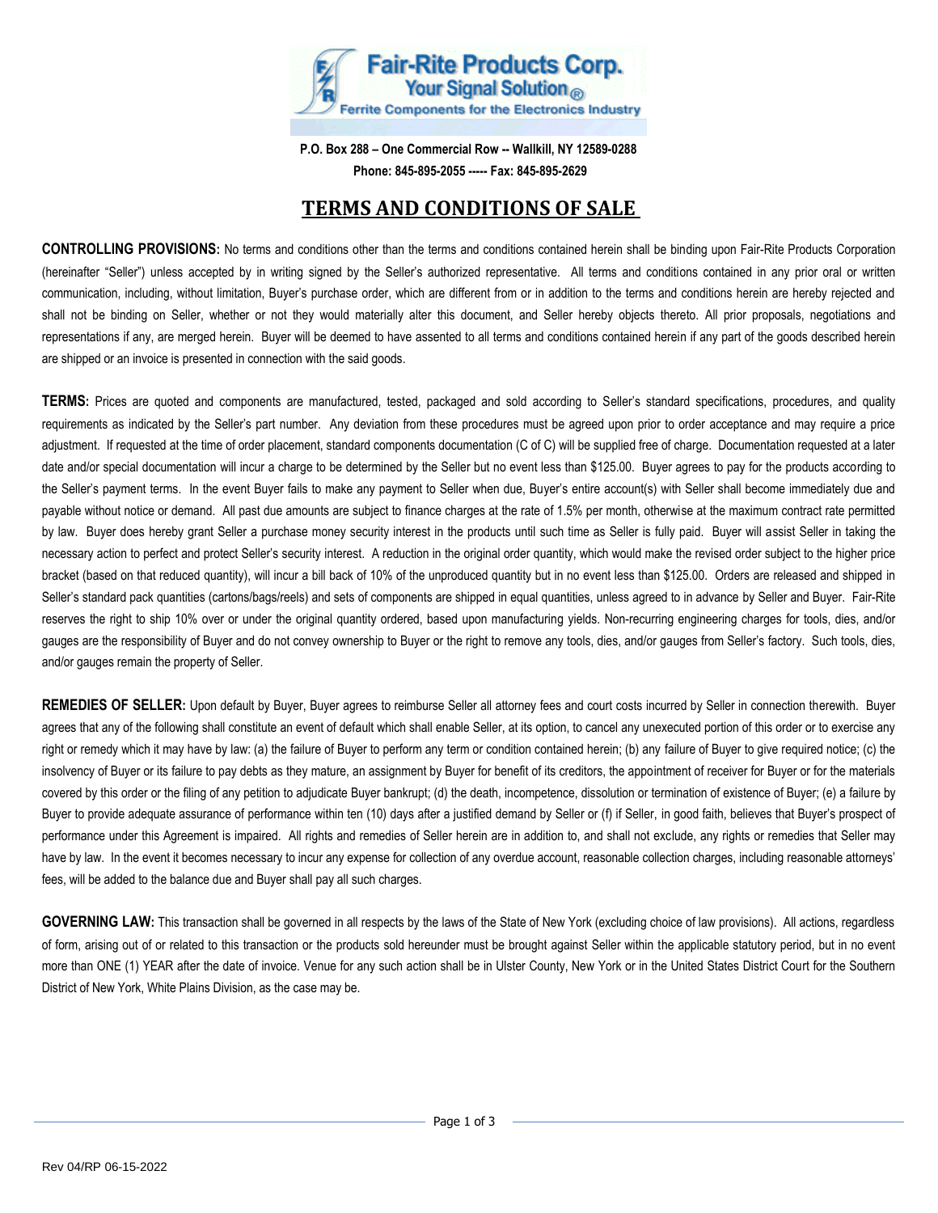**Fair-Rite Products Corp.**
**Your Signal Solution®**
**Ferrite Components for the Electronics Industry**

**P.O. Box 288 – One Commercial Row -- Wallkill, NY 12589-0288**
**Phone: 845-895-2055 ----- Fax: 845-895-2629**

# TERMS AND CONDITIONS OF SALE

**CONTROLLING PROVISIONS:** No terms and conditions other than the terms and conditions contained herein shall be binding upon Fair-Rite Products Corporation (hereinafter "Seller") unless accepted by in writing signed by the Seller's authorized representative. All terms and conditions contained in any prior oral or written communication, including, without limitation, Buyer's purchase order, which are different from or in addition to the terms and conditions herein are hereby rejected and shall not be binding on Seller, whether or not they would materially alter this document, and Seller hereby objects thereto. All prior proposals, negotiations and representations if any, are merged herein. Buyer will be deemed to have assented to all terms and conditions contained herein if any part of the goods described herein are shipped or an invoice is presented in connection with the said goods.

**TERMS:** Prices are quoted and components are manufactured, tested, packaged and sold according to Seller's standard specifications, procedures, and quality requirements as indicated by the Seller's part number. Any deviation from these procedures must be agreed upon prior to order acceptance and may require a price adjustment. If requested at the time of order placement, standard components documentation (C of C) will be supplied free of charge. Documentation requested at a later date and/or special documentation will incur a charge to be determined by the Seller but no event less than $125.00. Buyer agrees to pay for the products according to the Seller's payment terms. In the event Buyer fails to make any payment to Seller when due, Buyer's entire account(s) with Seller shall become immediately due and payable without notice or demand. All past due amounts are subject to finance charges at the rate of 1.5% per month, otherwise at the maximum contract rate permitted by law. Buyer does hereby grant Seller a purchase money security interest in the products until such time as Seller is fully paid. Buyer will assist Seller in taking the necessary action to perfect and protect Seller's security interest. A reduction in the original order quantity, which would make the revised order subject to the higher price bracket (based on that reduced quantity), will incur a bill back of 10% of the unproduced quantity but in no event less than $125.00. Orders are released and shipped in Seller's standard pack quantities (cartons/bags/reels) and sets of components are shipped in equal quantities, unless agreed to in advance by Seller and Buyer. Fair-Rite reserves the right to ship 10% over or under the original quantity ordered, based upon manufacturing yields. Non-recurring engineering charges for tools, dies, and/or gauges are the responsibility of Buyer and do not convey ownership to Buyer or the right to remove any tools, dies, and/or gauges from Seller's factory. Such tools, dies, and/or gauges remain the property of Seller.

**REMEDIES OF SELLER:** Upon default by Buyer, Buyer agrees to reimburse Seller all attorney fees and court costs incurred by Seller in connection therewith. Buyer agrees that any of the following shall constitute an event of default which shall enable Seller, at its option, to cancel any unexecuted portion of this order or to exercise any right or remedy which it may have by law: (a) the failure of Buyer to perform any term or condition contained herein; (b) any failure of Buyer to give required notice; (c) the insolvency of Buyer or its failure to pay debts as they mature, an assignment by Buyer for benefit of its creditors, the appointment of receiver for Buyer or for the materials covered by this order or the filing of any petition to adjudicate Buyer bankrupt; (d) the death, incompetence, dissolution or termination of existence of Buyer; (e) a failure by Buyer to provide adequate assurance of performance within ten (10) days after a justified demand by Seller or (f) if Seller, in good faith, believes that Buyer's prospect of performance under this Agreement is impaired. All rights and remedies of Seller herein are in addition to, and shall not exclude, any rights or remedies that Seller may have by law. In the event it becomes necessary to incur any expense for collection of any overdue account, reasonable collection charges, including reasonable attorneys' fees, will be added to the balance due and Buyer shall pay all such charges.

**GOVERNING LAW:** This transaction shall be governed in all respects by the laws of the State of New York (excluding choice of law provisions). All actions, regardless of form, arising out of or related to this transaction or the products sold hereunder must be brought against Seller within the applicable statutory period, but in no event more than ONE (1) YEAR after the date of invoice. Venue for any such action shall be in Ulster County, New York or in the United States District Court for the Southern District of New York, White Plains Division, as the case may be.

Rev 04/RP 06-15-2022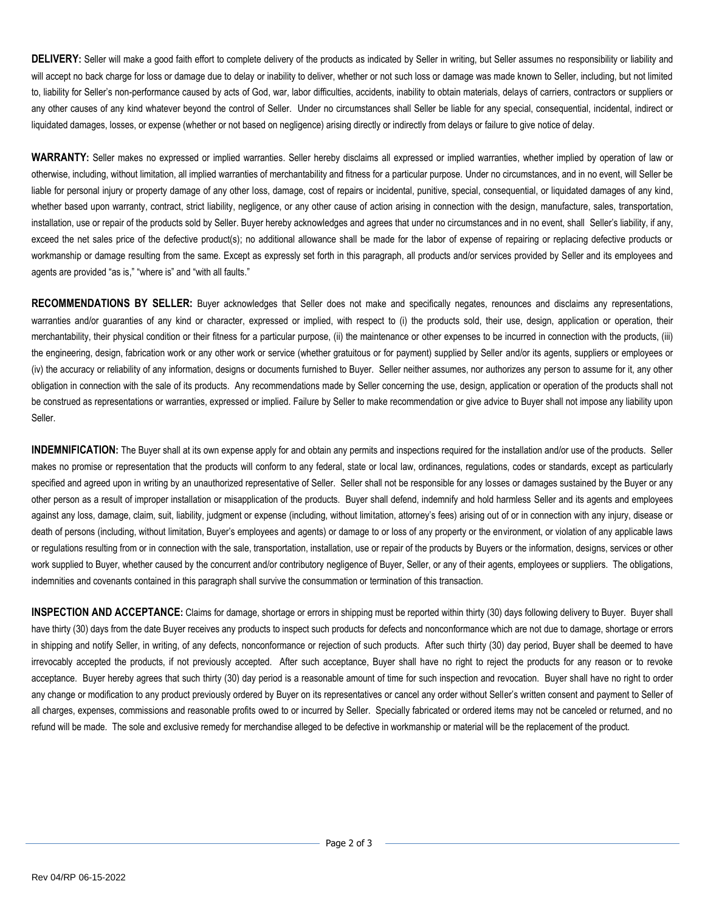**DELIVERY:** Seller will make a good faith effort to complete delivery of the products as indicated by Seller in writing, but Seller assumes no responsibility or liability and will accept no back charge for loss or damage due to delay or inability to deliver, whether or not such loss or damage was made known to Seller, including, but not limited to, liability for Seller's non-performance caused by acts of God, war, labor difficulties, accidents, inability to obtain materials, delays of carriers, contractors or suppliers or any other causes of any kind whatever beyond the control of Seller. Under no circumstances shall Seller be liable for any special, consequential, incidental, indirect or liquidated damages, losses, or expense (whether or not based on negligence) arising directly or indirectly from delays or failure to give notice of delay.

**WARRANTY:** Seller makes no expressed or implied warranties. Seller hereby disclaims all expressed or implied warranties, whether implied by operation of law or otherwise, including, without limitation, all implied warranties of merchantability and fitness for a particular purpose. Under no circumstances, and in no event, will Seller be liable for personal injury or property damage of any other loss, damage, cost of repairs or incidental, punitive, special, consequential, or liquidated damages of any kind, whether based upon warranty, contract, strict liability, negligence, or any other cause of action arising in connection with the design, manufacture, sales, transportation, installation, use or repair of the products sold by Seller. Buyer hereby acknowledges and agrees that under no circumstances and in no event, shall Seller's liability, if any, exceed the net sales price of the defective product(s); no additional allowance shall be made for the labor of expense of repairing or replacing defective products or workmanship or damage resulting from the same. Except as expressly set forth in this paragraph, all products and/or services provided by Seller and its employees and agents are provided "as is," "where is" and "with all faults."

**RECOMMENDATIONS BY SELLER:** Buyer acknowledges that Seller does not make and specifically negates, renounces and disclaims any representations, warranties and/or guaranties of any kind or character, expressed or implied, with respect to (i) the products sold, their use, design, application or operation, their merchantability, their physical condition or their fitness for a particular purpose, (ii) the maintenance or other expenses to be incurred in connection with the products, (iii) the engineering, design, fabrication work or any other work or service (whether gratuitous or for payment) supplied by Seller and/or its agents, suppliers or employees or (iv) the accuracy or reliability of any information, designs or documents furnished to Buyer. Seller neither assumes, nor authorizes any person to assume for it, any other obligation in connection with the sale of its products. Any recommendations made by Seller concerning the use, design, application or operation of the products shall not be construed as representations or warranties, expressed or implied. Failure by Seller to make recommendation or give advice to Buyer shall not impose any liability upon Seller.

**INDEMNIFICATION:** The Buyer shall at its own expense apply for and obtain any permits and inspections required for the installation and/or use of the products. Seller makes no promise or representation that the products will conform to any federal, state or local law, ordinances, regulations, codes or standards, except as particularly specified and agreed upon in writing by an unauthorized representative of Seller. Seller shall not be responsible for any losses or damages sustained by the Buyer or any other person as a result of improper installation or misapplication of the products. Buyer shall defend, indemnify and hold harmless Seller and its agents and employees against any loss, damage, claim, suit, liability, judgment or expense (including, without limitation, attorney's fees) arising out of or in connection with any injury, disease or death of persons (including, without limitation, Buyer's employees and agents) or damage to or loss of any property or the environment, or violation of any applicable laws or regulations resulting from or in connection with the sale, transportation, installation, use or repair of the products by Buyers or the information, designs, services or other work supplied to Buyer, whether caused by the concurrent and/or contributory negligence of Buyer, Seller, or any of their agents, employees or suppliers. The obligations, indemnities and covenants contained in this paragraph shall survive the consummation or termination of this transaction.

**INSPECTION AND ACCEPTANCE:** Claims for damage, shortage or errors in shipping must be reported within thirty (30) days following delivery to Buyer. Buyer shall have thirty (30) days from the date Buyer receives any products to inspect such products for defects and nonconformance which are not due to damage, shortage or errors in shipping and notify Seller, in writing, of any defects, nonconformance or rejection of such products. After such thirty (30) day period, Buyer shall be deemed to have irrevocably accepted the products, if not previously accepted. After such acceptance, Buyer shall have no right to reject the products for any reason or to revoke acceptance. Buyer hereby agrees that such thirty (30) day period is a reasonable amount of time for such inspection and revocation. Buyer shall have no right to order any change or modification to any product previously ordered by Buyer on its representatives or cancel any order without Seller's written consent and payment to Seller of all charges, expenses, commissions and reasonable profits owed to or incurred by Seller. Specially fabricated or ordered items may not be canceled or returned, and no refund will be made. The sole and exclusive remedy for merchandise alleged to be defective in workmanship or material will be the replacement of the product.

Rev 04/RP 06-15-2022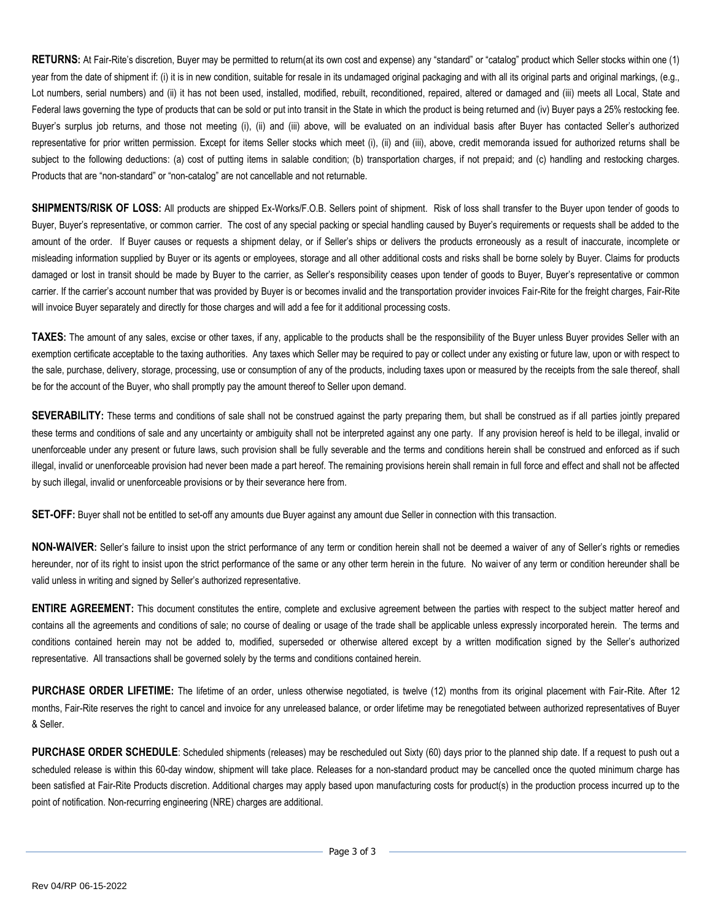**RETURNS:** At Fair-Rite's discretion, Buyer may be permitted to return(at its own cost and expense) any "standard" or "catalog" product which Seller stocks within one (1) year from the date of shipment if: (i) it is in new condition, suitable for resale in its undamaged original packaging and with all its original parts and original markings, (e.g., Lot numbers, serial numbers) and (ii) it has not been used, installed, modified, rebuilt, reconditioned, repaired, altered or damaged and (iii) meets all Local, State and Federal laws governing the type of products that can be sold or put into transit in the State in which the product is being returned and (iv) Buyer pays a 25% restocking fee. Buyer's surplus job returns, and those not meeting (i), (ii) and (iii) above, will be evaluated on an individual basis after Buyer has contacted Seller's authorized representative for prior written permission. Except for items Seller stocks which meet (i), (ii) and (iii), above, credit memoranda issued for authorized returns shall be subject to the following deductions: (a) cost of putting items in salable condition; (b) transportation charges, if not prepaid; and (c) handling and restocking charges. Products that are "non-standard" or "non-catalog" are not cancellable and not returnable.

**SHIPMENTS/RISK OF LOSS:** All products are shipped Ex-Works/F.O.B. Sellers point of shipment. Risk of loss shall transfer to the Buyer upon tender of goods to Buyer, Buyer's representative, or common carrier. The cost of any special packing or special handling caused by Buyer's requirements or requests shall be added to the amount of the order. If Buyer causes or requests a shipment delay, or if Seller's ships or delivers the products erroneously as a result of inaccurate, incomplete or misleading information supplied by Buyer or its agents or employees, storage and all other additional costs and risks shall be borne solely by Buyer. Claims for products damaged or lost in transit should be made by Buyer to the carrier, as Seller's responsibility ceases upon tender of goods to Buyer, Buyer's representative or common carrier. If the carrier's account number that was provided by Buyer is or becomes invalid and the transportation provider invoices Fair-Rite for the freight charges, Fair-Rite will invoice Buyer separately and directly for those charges and will add a fee for it additional processing costs.

**TAXES:** The amount of any sales, excise or other taxes, if any, applicable to the products shall be the responsibility of the Buyer unless Buyer provides Seller with an exemption certificate acceptable to the taxing authorities. Any taxes which Seller may be required to pay or collect under any existing or future law, upon or with respect to the sale, purchase, delivery, storage, processing, use or consumption of any of the products, including taxes upon or measured by the receipts from the sale thereof, shall be for the account of the Buyer, who shall promptly pay the amount thereof to Seller upon demand.

**SEVERABILITY:** These terms and conditions of sale shall not be construed against the party preparing them, but shall be construed as if all parties jointly prepared these terms and conditions of sale and any uncertainty or ambiguity shall not be interpreted against any one party. If any provision hereof is held to be illegal, invalid or unenforceable under any present or future laws, such provision shall be fully severable and the terms and conditions herein shall be construed and enforced as if such illegal, invalid or unenforceable provision had never been made a part hereof. The remaining provisions herein shall remain in full force and effect and shall not be affected by such illegal, invalid or unenforceable provisions or by their severance here from.

**SET-OFF:** Buyer shall not be entitled to set-off any amounts due Buyer against any amount due Seller in connection with this transaction.

**NON-WAIVER:** Seller's failure to insist upon the strict performance of any term or condition herein shall not be deemed a waiver of any of Seller's rights or remedies hereunder, nor of its right to insist upon the strict performance of the same or any other term herein in the future. No waiver of any term or condition hereunder shall be valid unless in writing and signed by Seller's authorized representative.

**ENTIRE AGREEMENT:** This document constitutes the entire, complete and exclusive agreement between the parties with respect to the subject matter hereof and contains all the agreements and conditions of sale; no course of dealing or usage of the trade shall be applicable unless expressly incorporated herein. The terms and conditions contained herein may not be added to, modified, superseded or otherwise altered except by a written modification signed by the Seller's authorized representative. All transactions shall be governed solely by the terms and conditions contained herein.

**PURCHASE ORDER LIFETIME:** The lifetime of an order, unless otherwise negotiated, is twelve (12) months from its original placement with Fair-Rite. After 12 months, Fair-Rite reserves the right to cancel and invoice for any unreleased balance, or order lifetime may be renegotiated between authorized representatives of Buyer & Seller.

**PURCHASE ORDER SCHEDULE**: Scheduled shipments (releases) may be rescheduled out Sixty (60) days prior to the planned ship date. If a request to push out a scheduled release is within this 60-day window, shipment will take place. Releases for a non-standard product may be cancelled once the quoted minimum charge has been satisfied at Fair-Rite Products discretion. Additional charges may apply based upon manufacturing costs for product(s) in the production process incurred up to the point of notification. Non-recurring engineering (NRE) charges are additional.

Rev 04/RP 06-15-2022